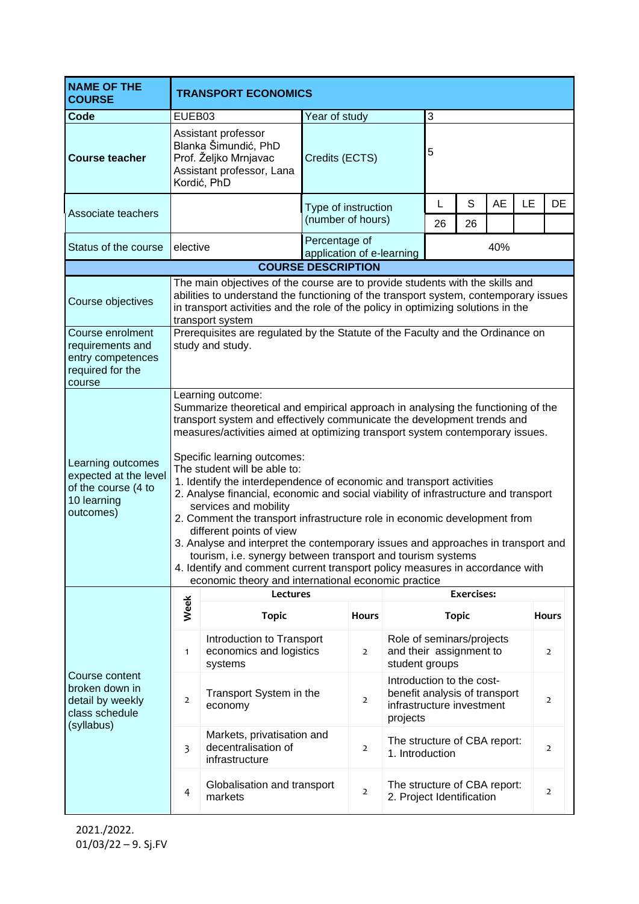| NAME OF THE COURSE | TRANSPORT ECONOMICS | | | | | | | |
|---|---|---|---|---|---|---|---|---|
| **Code** | EUEB03 | Year of study | 3 | | | | | |
| **Course teacher** | Assistant professor Blanka Šimundić, PhD<br>Prof. Željko Mrnjavac<br>Assistant professor, Lana Kordić, PhD | Credits (ECTS) | 5 | | | | | |
| Associate teachers | | Type of instruction (number of hours) | L | S | AE | LE | DE | |
| | | | 26 | 26 | | | | |
| Status of the course | elective | Percentage of application of e-learning | 40% | | | | | |

**COURSE DESCRIPTION**

| | |
|---|---|
| Course objectives | The main objectives of the course are to provide students with the skills and abilities to understand the functioning of the transport system, contemporary issues in transport activities and the role of the policy in optimizing solutions in the transport system |
| Course enrolment requirements and entry competences required for the course | Prerequisites are regulated by the Statute of the Faculty and the Ordinance on study and study. |
| Learning outcomes expected at the level of the course (4 to 10 learning outcomes) | Learning outcome:<br>Summarize theoretical and empirical approach in analysing the functioning of the transport system and effectively communicate the development trends and measures/activities aimed at optimizing transport system contemporary issues.<br><br>Specific learning outcomes:<br>The student will be able to:<br>1. Identify the interdependence of economic and transport activities<br>2. Analyse financial, economic and social viability of infrastructure and transport services and mobility<br>2. Comment the transport infrastructure role in economic development from different points of view<br>3. Analyse and interpret the contemporary issues and approaches in transport and tourism, i.e. synergy between transport and tourism systems<br>4. Identify and comment current transport policy measures in accordance with economic theory and international economic practice |

Course content broken down in detail by weekly class schedule (syllabus)

| Week | Lectures: Topic | Hours | Exercises: Topic | Hours |
|---|---|---|---|---|
| 1 | Introduction to Transport economics and logistics systems | 2 | Role of seminars/projects and their assignment to student groups | 2 |
| 2 | Transport System in the economy | 2 | Introduction to the cost-benefit analysis of transport infrastructure investment projects | 2 |
| 3 | Markets, privatisation and decentralisation of infrastructure | 2 | The structure of CBA report: 1. Introduction | 2 |
| 4 | Globalisation and transport markets | 2 | The structure of CBA report: 2. Project Identification | 2 |

2021./2022.
01/03/22 – 9. Sj.FV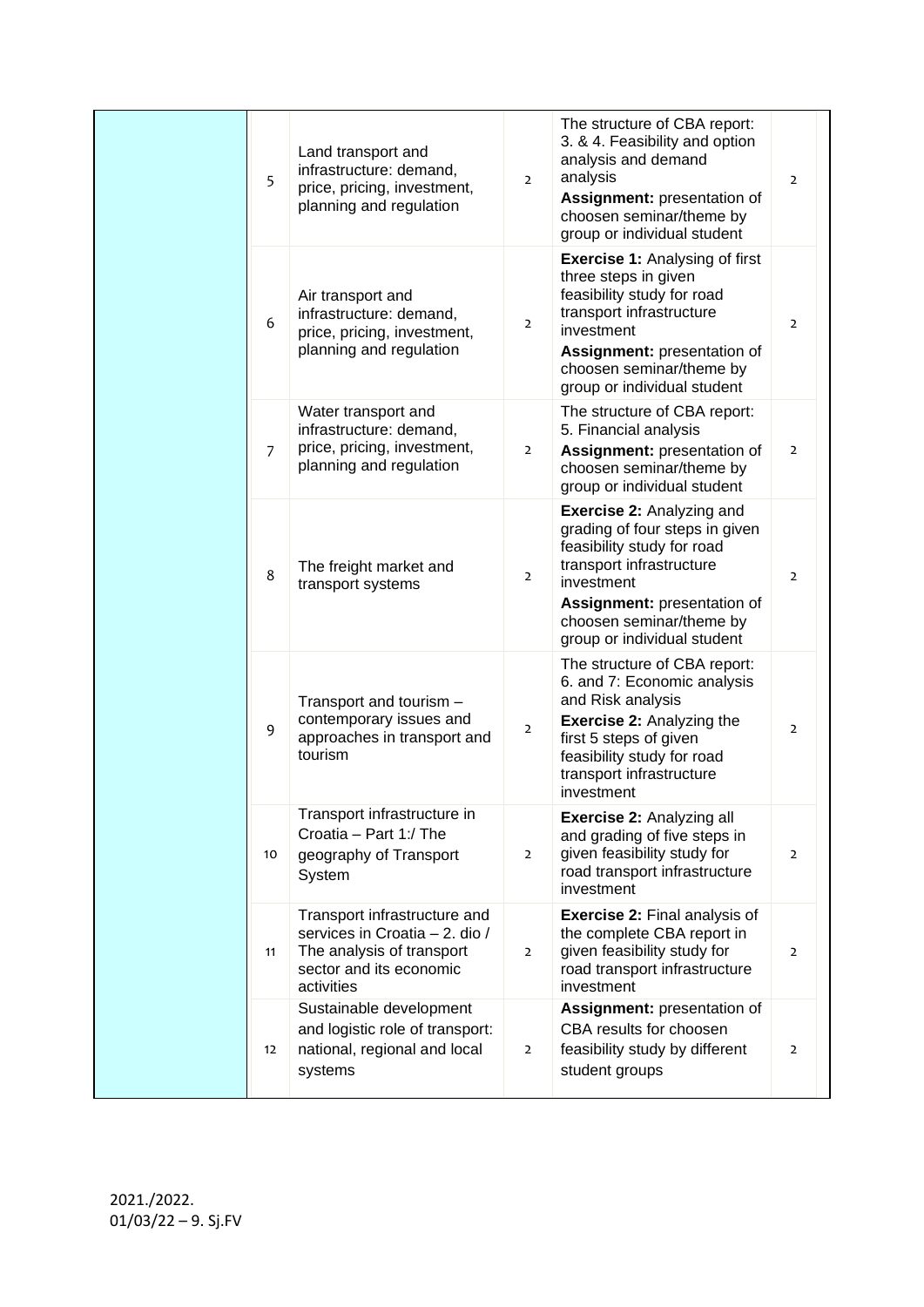| | | | | | |
|---|---|---|---|---|---|
| | 5 | Land transport and infrastructure: demand, price, pricing, investment, planning and regulation | 2 | The structure of CBA report: 3. & 4. Feasibility and option analysis and demand analysis **Assignment:** presentation of choosen seminar/theme by group or individual student | 2 |
| | 6 | Air transport and infrastructure: demand, price, pricing, investment, planning and regulation | 2 | **Exercise 1:** Analysing of first three steps in given feasibility study for road transport infrastructure investment **Assignment:** presentation of choosen seminar/theme by group or individual student | 2 |
| | 7 | Water transport and infrastructure: demand, price, pricing, investment, planning and regulation | 2 | The structure of CBA report: 5. Financial analysis **Assignment:** presentation of choosen seminar/theme by group or individual student | 2 |
| | 8 | The freight market and transport systems | 2 | **Exercise 2:** Analyzing and grading of four steps in given feasibility study for road transport infrastructure investment **Assignment:** presentation of choosen seminar/theme by group or individual student | 2 |
| | 9 | Transport and tourism – contemporary issues and approaches in transport and tourism | 2 | The structure of CBA report: 6. and 7: Economic analysis and Risk analysis **Exercise 2:** Analyzing the first 5 steps of given feasibility study for road transport infrastructure investment | 2 |
| | 10 | Transport infrastructure in Croatia – Part 1:/ The geography of Transport System | 2 | **Exercise 2:** Analyzing all and grading of five steps in given feasibility study for road transport infrastructure investment | 2 |
| | 11 | Transport infrastructure and services in Croatia – 2. dio / The analysis of transport sector and its economic activities | 2 | **Exercise 2:** Final analysis of the complete CBA report in the given feasibility study for road transport infrastructure investment | 2 |
| | 12 | Sustainable development and logistic role of transport: national, regional and local systems | 2 | **Assignment:** presentation of CBA results for choosen feasibility study by different student groups | 2 |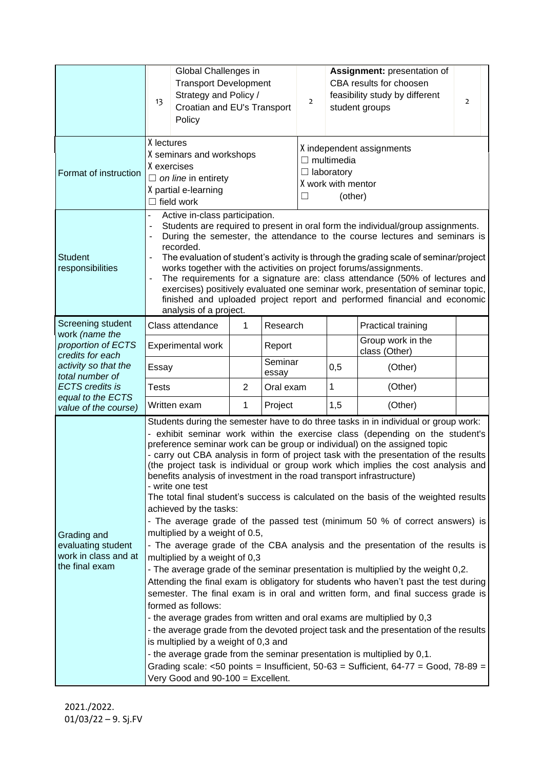| | | | | | |
|---|---|---|---|---|---|
| | 13 | Global Challenges in Transport Development Strategy and Policy / Croatian and EU's Transport Policy | 2 | **Assignment:** presentation of CBA results for choosen feasibility study by different student groups | 2 |

| | | |
|---|---|---|
| Format of instruction | X lectures<br>X seminars and workshops<br>X exercises<br>☐ *on line* in entirety<br>X partial e-learning<br>☐ field work | X independent assignments<br>☐ multimedia<br>☐ laboratory<br>X work with mentor<br>☐ (other) |

| | |
|---|---|
| Student responsibilities | - Active in-class participation.<br>- Students are required to present in oral form the individual/group assignments.<br>- During the semester, the attendance to the course lectures and seminars is recorded.<br>- The evaluation of student's activity is through the grading scale of seminar/project works together with the activities on project forums/assignments.<br>- The requirements for a signature are: class attendance (50% of lectures and exercises) positively evaluated one seminar work, presentation of seminar topic, finished and uploaded project report and performed financial and economic analysis of a project. |

| Screening student work *(name the proportion of ECTS credits for each activity so that the total number of ECTS credits is equal to the ECTS value of the course)* | | | | | | |
|---|---|---|---|---|---|---|
| | Class attendance | 1 | Research | | Practical training | |
| | Experimental work | | Report | | Group work in the class (Other) | |
| | Essay | | Seminar essay | 0,5 | (Other) | |
| | Tests | 2 | Oral exam | 1 | (Other) | |
| | Written exam | 1 | Project | 1,5 | (Other) | |

| | |
|---|---|
| Grading and evaluating student work in class and at the final exam | Students during the semester have to do three tasks in in individual or group work:<br>- exhibit seminar work within the exercise class (depending on the student's preference seminar work can be group or individual) on the assigned topic<br>- carry out CBA analysis in form of project task with the presentation of the results (the project task is individual or group work which implies the cost analysis and benefits analysis of investment in the road transport infrastructure)<br>- write one test<br>The total final student's success is calculated on the basis of the weighted results achieved by the tasks:<br>- The average grade of the passed test (minimum 50 % of correct answers) is multiplied by a weight of 0.5,<br>- The average grade of the CBA analysis and the presentation of the results is multiplied by a weight of 0,3<br>- The average grade of the seminar presentation is multiplied by the weight 0,2.<br>Attending the final exam is obligatory for students who haven't past the test during semester. The final exam is in oral and written form, and final success grade is formed as follows:<br>- the average grades from written and oral exams are multiplied by 0,3<br>- the average grade from the devoted project task and the presentation of the results is multiplied by a weight of 0,3 and<br>- the average grade from the seminar presentation is multiplied by 0,1.<br>Grading scale: <50 points = Insufficient, 50-63 = Sufficient, 64-77 = Good, 78-89 = Very Good and 90-100 = Excellent. |

2021./2022.
01/03/22 – 9. Sj.FV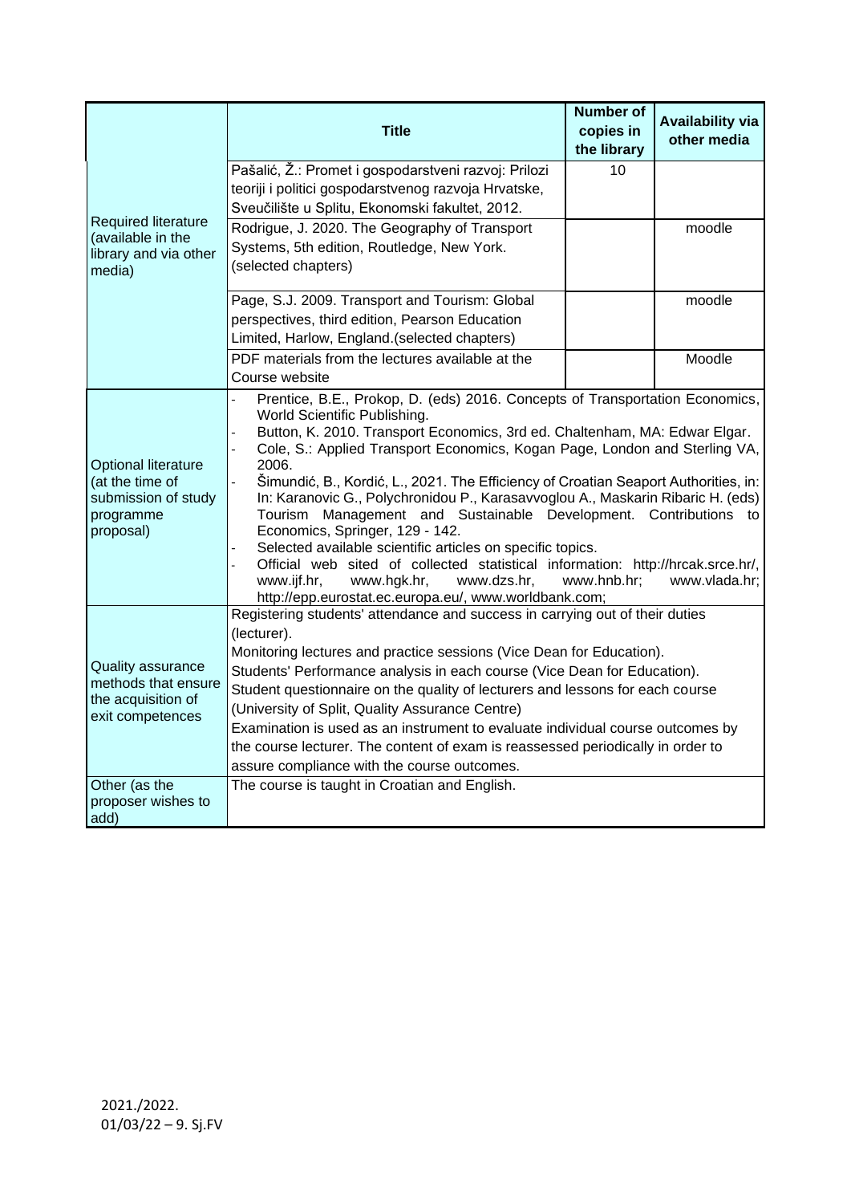| | Title | Number of copies in the library | Availability via other media |
|---|---|---|---|
| Required literature (available in the library and via other media) | Pašalić, Ž.: Promet i gospodarstveni razvoj: Prilozi teoriji i politici gospodarstvenog razvoja Hrvatske, Sveučilište u Splitu, Ekonomski fakultet, 2012. | 10 | |
| | Rodrigue, J. 2020. The Geography of Transport Systems, 5th edition, Routledge, New York. (selected chapters) | | moodle |
| | Page, S.J. 2009. Transport and Tourism: Global perspectives, third edition, Pearson Education Limited, Harlow, England.(selected chapters) | | moodle |
| | PDF materials from the lectures available at the Course website | | Moodle |
| Optional literature (at the time of submission of study programme proposal) | - Prentice, B.E., Prokop, D. (eds) 2016. Concepts of Transportation Economics, World Scientific Publishing.<br>- Button, K. 2010. Transport Economics, 3rd ed. Chaltenham, MA: Edwar Elgar.<br>- Cole, S.: Applied Transport Economics, Kogan Page, London and Sterling VA, 2006.<br>- Šimundić, B., Kordić, L., 2021. The Efficiency of Croatian Seaport Authorities, in: In: Karanovic G., Polychronidou P., Karasavvoglou A., Maskarin Ribaric H. (eds) Tourism Management and Sustainable Development. Contributions to Economics, Springer, 129 - 142.<br>- Selected available scientific articles on specific topics.<br>- Official web sited of collected statistical information: http://hrcak.srce.hr/, www.ijf.hr, www.hgk.hr, www.dzs.hr, www.hnb.hr; www.vlada.hr; http://epp.eurostat.ec.europa.eu/, www.worldbank.com; | | |
| Quality assurance methods that ensure the acquisition of exit competences | Registering students' attendance and success in carrying out of their duties (lecturer).<br>Monitoring lectures and practice sessions (Vice Dean for Education).<br>Students' Performance analysis in each course (Vice Dean for Education).<br>Student questionnaire on the quality of lecturers and lessons for each course (University of Split, Quality Assurance Centre)<br>Examination is used as an instrument to evaluate individual course outcomes by the course lecturer. The content of exam is reassessed periodically in order to assure compliance with the course outcomes. | | |
| Other (as the proposer wishes to add) | The course is taught in Croatian and English. | | |

2021./2022.
01/03/22 – 9. Sj.FV